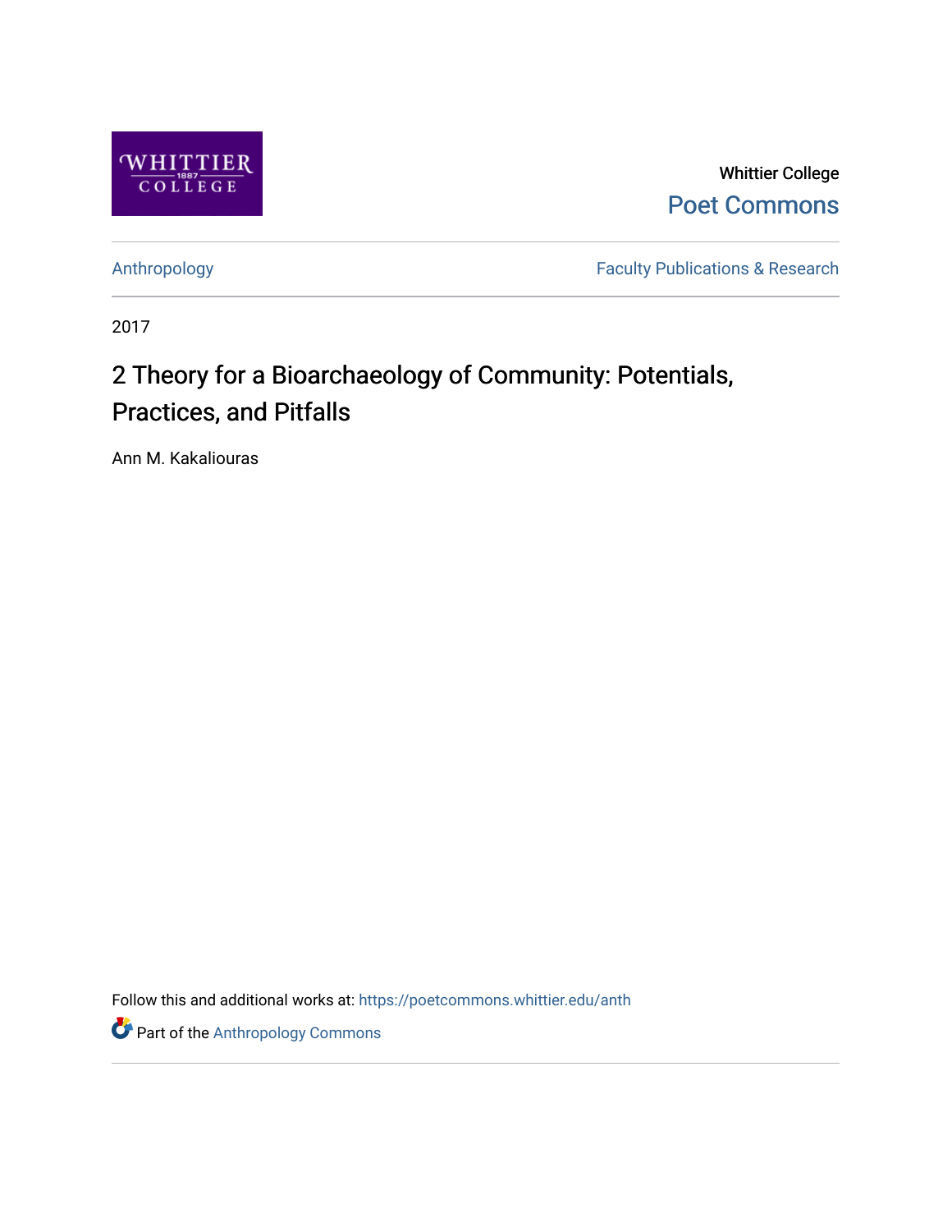Whittier College

Poet Commons

Anthropology

Faculty Publications & Research

2017

# 2 Theory for a Bioarchaeology of Community: Potentials, Practices, and Pitfalls

Ann M. Kakaliouras

Follow this and additional works at: https://poetcommons.whittier.edu/anth

Part of the Anthropology Commons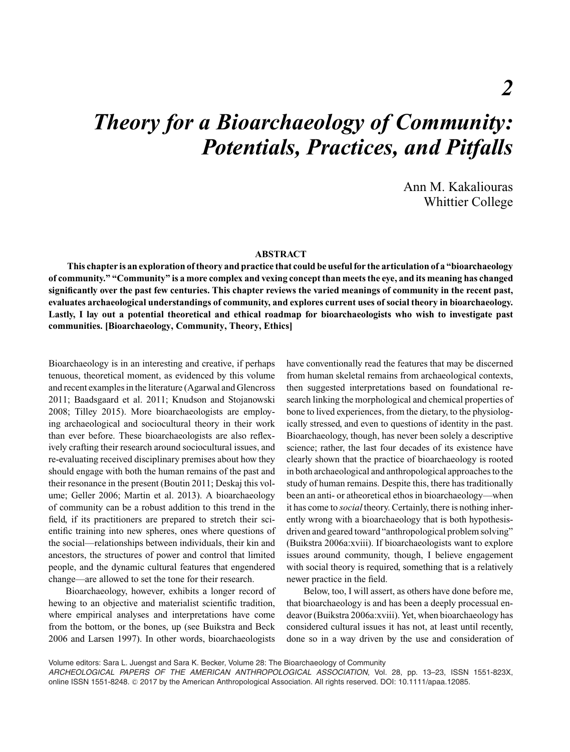# 2

# *Theory for a Bioarchaeology of Community: Potentials, Practices, and Pitfalls*

Ann M. Kakaliouras
Whittier College

## ABSTRACT

**This chapter is an exploration of theory and practice that could be useful for the articulation of a "bioarchaeology of community." "Community" is a more complex and vexing concept than meets the eye, and its meaning has changed significantly over the past few centuries. This chapter reviews the varied meanings of community in the recent past, evaluates archaeological understandings of community, and explores current uses of social theory in bioarchaeology. Lastly, I lay out a potential theoretical and ethical roadmap for bioarchaeologists who wish to investigate past communities. [Bioarchaeology, Community, Theory, Ethics]**

Bioarchaeology is in an interesting and creative, if perhaps tenuous, theoretical moment, as evidenced by this volume and recent examples in the literature (Agarwal and Glencross 2011; Baadsgaard et al. 2011; Knudson and Stojanowski 2008; Tilley 2015). More bioarchaeologists are employing archaeological and sociocultural theory in their work than ever before. These bioarchaeologists are also reflexively crafting their research around sociocultural issues, and re-evaluating received disciplinary premises about how they should engage with both the human remains of the past and their resonance in the present (Boutin 2011; Deskaj this volume; Geller 2006; Martin et al. 2013). A bioarchaeology of community can be a robust addition to this trend in the field, if its practitioners are prepared to stretch their scientific training into new spheres, ones where questions of the social—relationships between individuals, their kin and ancestors, the structures of power and control that limited people, and the dynamic cultural features that engendered change—are allowed to set the tone for their research.

Bioarchaeology, however, exhibits a longer record of hewing to an objective and materialist scientific tradition, where empirical analyses and interpretations have come from the bottom, or the bones, up (see Buikstra and Beck 2006 and Larsen 1997). In other words, bioarchaeologists have conventionally read the features that may be discerned from human skeletal remains from archaeological contexts, then suggested interpretations based on foundational research linking the morphological and chemical properties of bone to lived experiences, from the dietary, to the physiologically stressed, and even to questions of identity in the past. Bioarchaeology, though, has never been solely a descriptive science; rather, the last four decades of its existence have clearly shown that the practice of bioarchaeology is rooted in both archaeological and anthropological approaches to the study of human remains. Despite this, there has traditionally been an anti- or atheoretical ethos in bioarchaeology—when it has come to *social* theory. Certainly, there is nothing inherently wrong with a bioarchaeology that is both hypothesis-driven and geared toward "anthropological problem solving" (Buikstra 2006a:xviii). If bioarchaeologists want to explore issues around community, though, I believe engagement with social theory is required, something that is a relatively newer practice in the field.

Below, too, I will assert, as others have done before me, that bioarchaeology is and has been a deeply processual endeavor (Buikstra 2006a:xviii). Yet, when bioarchaeology has considered cultural issues it has not, at least until recently, done so in a way driven by the use and consideration of

Volume editors: Sara L. Juengst and Sara K. Becker, Volume 28: The Bioarchaeology of Community
*ARCHEOLOGICAL PAPERS OF THE AMERICAN ANTHROPOLOGICAL ASSOCIATION*, Vol. 28, pp. 13–23, ISSN 1551-823X, online ISSN 1551-8248. © 2017 by the American Anthropological Association. All rights reserved. DOI: 10.1111/apaa.12085.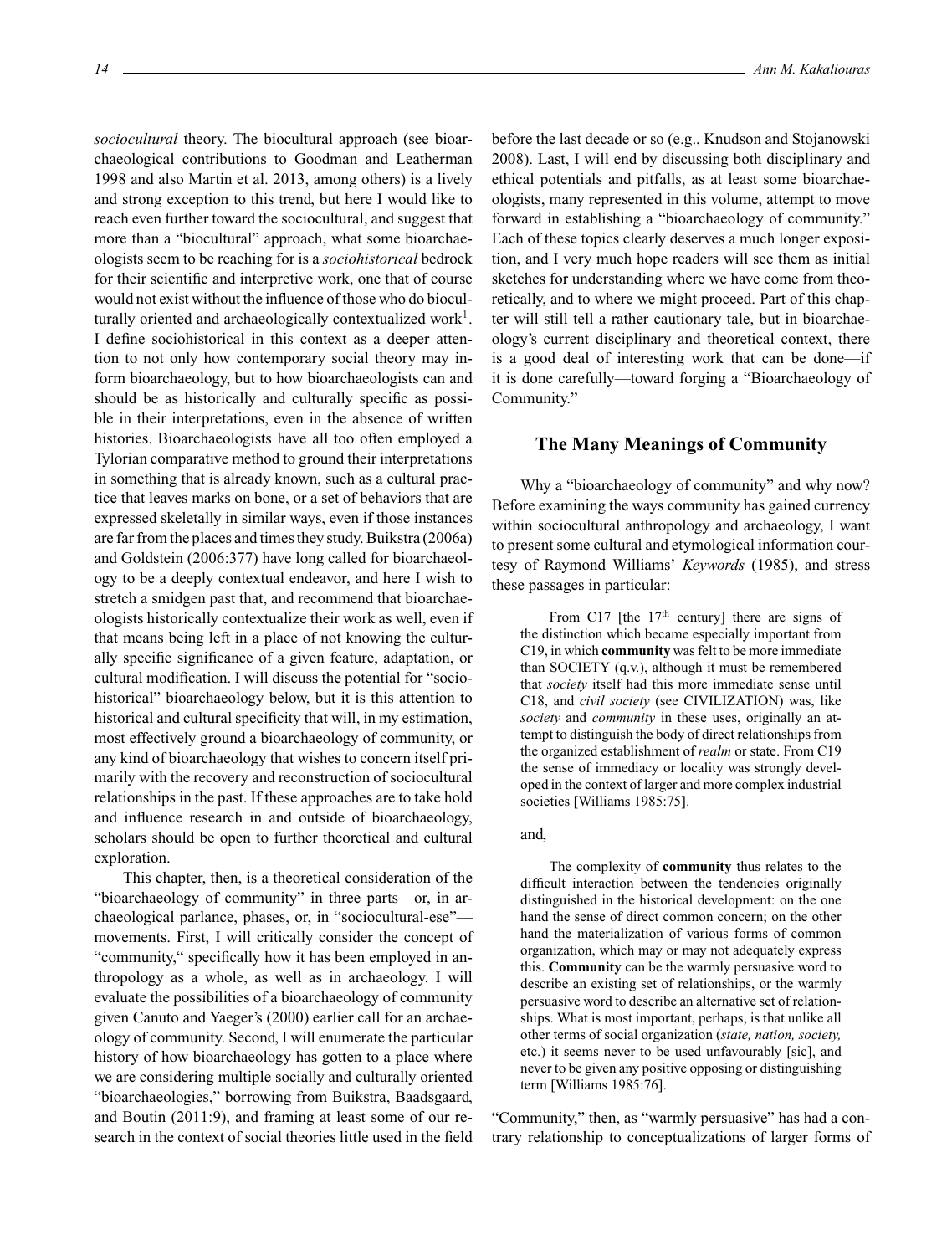*sociocultural* theory. The biocultural approach (see bioarchaeological contributions to Goodman and Leatherman 1998 and also Martin et al. 2013, among others) is a lively and strong exception to this trend, but here I would like to reach even further toward the sociocultural, and suggest that more than a "biocultural" approach, what some bioarchaeologists seem to be reaching for is a *sociohistorical* bedrock for their scientific and interpretive work, one that of course would not exist without the influence of those who do bioculturally oriented and archaeologically contextualized work[1]. I define sociohistorical in this context as a deeper attention to not only how contemporary social theory may inform bioarchaeology, but to how bioarchaeologists can and should be as historically and culturally specific as possible in their interpretations, even in the absence of written histories. Bioarchaeologists have all too often employed a Tylorian comparative method to ground their interpretations in something that is already known, such as a cultural practice that leaves marks on bone, or a set of behaviors that are expressed skeletally in similar ways, even if those instances are far from the places and times they study. Buikstra (2006a) and Goldstein (2006:377) have long called for bioarchaeology to be a deeply contextual endeavor, and here I wish to stretch a smidgen past that, and recommend that bioarchaeologists historically contextualize their work as well, even if that means being left in a place of not knowing the culturally specific significance of a given feature, adaptation, or cultural modification. I will discuss the potential for "sociohistorical" bioarchaeology below, but it is this attention to historical and cultural specificity that will, in my estimation, most effectively ground a bioarchaeology of community, or any kind of bioarchaeology that wishes to concern itself primarily with the recovery and reconstruction of sociocultural relationships in the past. If these approaches are to take hold and influence research in and outside of bioarchaeology, scholars should be open to further theoretical and cultural exploration.

This chapter, then, is a theoretical consideration of the "bioarchaeology of community" in three parts—or, in archaeological parlance, phases, or, in "sociocultural-ese"—movements. First, I will critically consider the concept of "community," specifically how it has been employed in anthropology as a whole, as well as in archaeology. I will evaluate the possibilities of a bioarchaeology of community given Canuto and Yaeger's (2000) earlier call for an archaeology of community. Second, I will enumerate the particular history of how bioarchaeology has gotten to a place where we are considering multiple socially and culturally oriented "bioarchaeologies," borrowing from Buikstra, Baadsgaard, and Boutin (2011:9), and framing at least some of our research in the context of social theories little used in the field before the last decade or so (e.g., Knudson and Stojanowski 2008). Last, I will end by discussing both disciplinary and ethical potentials and pitfalls, as at least some bioarchaeologists, many represented in this volume, attempt to move forward in establishing a "bioarchaeology of community." Each of these topics clearly deserves a much longer exposition, and I very much hope readers will see them as initial sketches for understanding where we have come from theoretically, and to where we might proceed. Part of this chapter will still tell a rather cautionary tale, but in bioarchaeology's current disciplinary and theoretical context, there is a good deal of interesting work that can be done—if it is done carefully—toward forging a "Bioarchaeology of Community."

## The Many Meanings of Community

Why a "bioarchaeology of community" and why now? Before examining the ways community has gained currency within sociocultural anthropology and archaeology, I want to present some cultural and etymological information courtesy of Raymond Williams' *Keywords* (1985), and stress these passages in particular:

> From C17 [the 17th century] there are signs of the distinction which became especially important from C19, in which **community** was felt to be more immediate than SOCIETY (q.v.), although it must be remembered that *society* itself had this more immediate sense until C18, and *civil society* (see CIVILIZATION) was, like *society* and *community* in these uses, originally an attempt to distinguish the body of direct relationships from the organized establishment of *realm* or state. From C19 the sense of immediacy or locality was strongly developed in the context of larger and more complex industrial societies [Williams 1985:75].

and,

> The complexity of **community** thus relates to the difficult interaction between the tendencies originally distinguished in the historical development: on the one hand the sense of direct common concern; on the other hand the materialization of various forms of common organization, which may or may not adequately express this. **Community** can be the warmly persuasive word to describe an existing set of relationships, or the warmly persuasive word to describe an alternative set of relationships. What is most important, perhaps, is that unlike all other terms of social organization (*state, nation, society,* etc.) it seems never to be used unfavourably [sic], and never to be given any positive opposing or distinguishing term [Williams 1985:76].

"Community," then, as "warmly persuasive" has had a contrary relationship to conceptualizations of larger forms of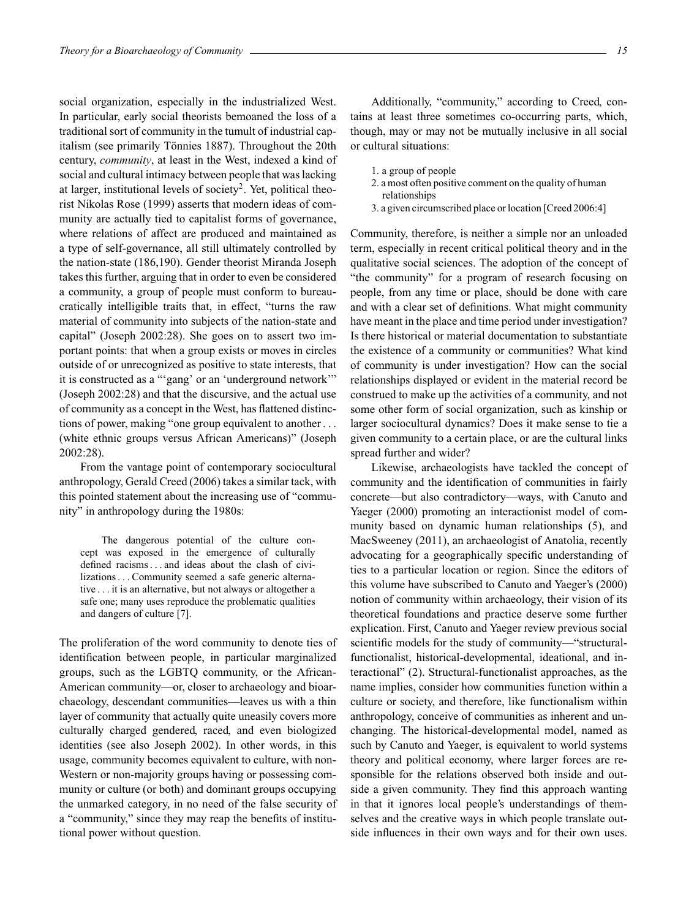social organization, especially in the industrialized West. In particular, early social theorists bemoaned the loss of a traditional sort of community in the tumult of industrial capitalism (see primarily Tönnies 1887). Throughout the 20th century, *community*, at least in the West, indexed a kind of social and cultural intimacy between people that was lacking at larger, institutional levels of society[2]. Yet, political theorist Nikolas Rose (1999) asserts that modern ideas of community are actually tied to capitalist forms of governance, where relations of affect are produced and maintained as a type of self-governance, all still ultimately controlled by the nation-state (186,190). Gender theorist Miranda Joseph takes this further, arguing that in order to even be considered a community, a group of people must conform to bureaucratically intelligible traits that, in effect, "turns the raw material of community into subjects of the nation-state and capital" (Joseph 2002:28). She goes on to assert two important points: that when a group exists or moves in circles outside of or unrecognized as positive to state interests, that it is constructed as a "'gang' or an 'underground network'" (Joseph 2002:28) and that the discursive, and the actual use of community as a concept in the West, has flattened distinctions of power, making "one group equivalent to another . . . (white ethnic groups versus African Americans)" (Joseph 2002:28).

From the vantage point of contemporary sociocultural anthropology, Gerald Creed (2006) takes a similar tack, with this pointed statement about the increasing use of "community" in anthropology during the 1980s:

> The dangerous potential of the culture concept was exposed in the emergence of culturally defined racisms . . . and ideas about the clash of civilizations . . . Community seemed a safe generic alternative . . . it is an alternative, but not always or altogether a safe one; many uses reproduce the problematic qualities and dangers of culture [7].

The proliferation of the word community to denote ties of identification between people, in particular marginalized groups, such as the LGBTQ community, or the African-American community—or, closer to archaeology and bioarchaeology, descendant communities—leaves us with a thin layer of community that actually quite uneasily covers more culturally charged gendered, raced, and even biologized identities (see also Joseph 2002). In other words, in this usage, community becomes equivalent to culture, with non-Western or non-majority groups having or possessing community or culture (or both) and dominant groups occupying the unmarked category, in no need of the false security of a "community," since they may reap the benefits of institutional power without question.

Additionally, "community," according to Creed, contains at least three sometimes co-occurring parts, which, though, may or may not be mutually inclusive in all social or cultural situations:

1. a group of people
2. a most often positive comment on the quality of human relationships
3. a given circumscribed place or location [Creed 2006:4]

Community, therefore, is neither a simple nor an unloaded term, especially in recent critical political theory and in the qualitative social sciences. The adoption of the concept of "the community" for a program of research focusing on people, from any time or place, should be done with care and with a clear set of definitions. What might community have meant in the place and time period under investigation? Is there historical or material documentation to substantiate the existence of a community or communities? What kind of community is under investigation? How can the social relationships displayed or evident in the material record be construed to make up the activities of a community, and not some other form of social organization, such as kinship or larger sociocultural dynamics? Does it make sense to tie a given community to a certain place, or are the cultural links spread further and wider?

Likewise, archaeologists have tackled the concept of community and the identification of communities in fairly concrete—but also contradictory—ways, with Canuto and Yaeger (2000) promoting an interactionist model of community based on dynamic human relationships (5), and MacSweeney (2011), an archaeologist of Anatolia, recently advocating for a geographically specific understanding of ties to a particular location or region. Since the editors of this volume have subscribed to Canuto and Yaeger's (2000) notion of community within archaeology, their vision of its theoretical foundations and practice deserve some further explication. First, Canuto and Yaeger review previous social scientific models for the study of community—"structural-functionalist, historical-developmental, ideational, and interactional" (2). Structural-functionalist approaches, as the name implies, consider how communities function within a culture or society, and therefore, like functionalism within anthropology, conceive of communities as inherent and unchanging. The historical-developmental model, named as such by Canuto and Yaeger, is equivalent to world systems theory and political economy, where larger forces are responsible for the relations observed both inside and outside a given community. They find this approach wanting in that it ignores local people's understandings of themselves and the creative ways in which people translate outside influences in their own ways and for their own uses.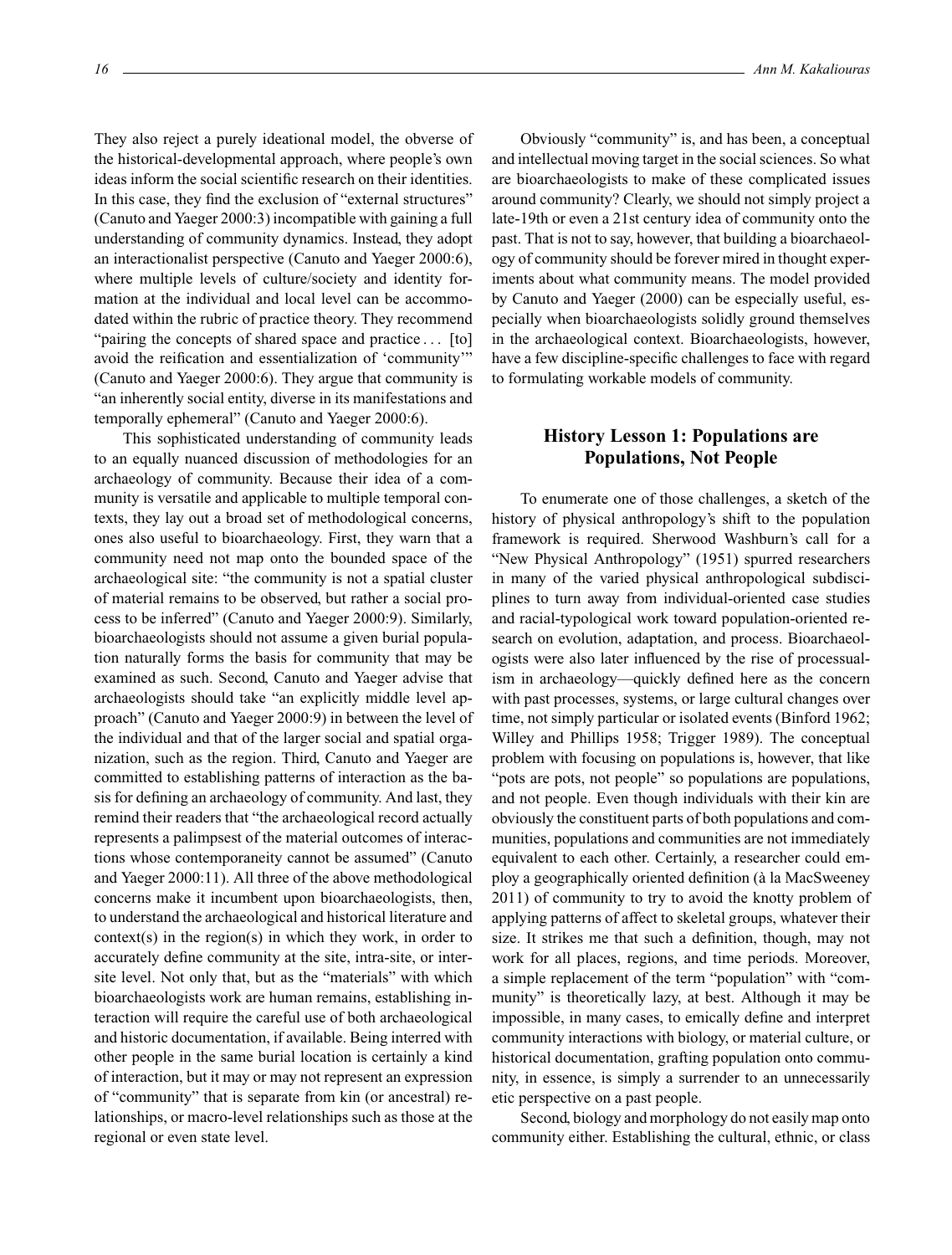They also reject a purely ideational model, the obverse of the historical-developmental approach, where people's own ideas inform the social scientific research on their identities. In this case, they find the exclusion of "external structures" (Canuto and Yaeger 2000:3) incompatible with gaining a full understanding of community dynamics. Instead, they adopt an interactionalist perspective (Canuto and Yaeger 2000:6), where multiple levels of culture/society and identity formation at the individual and local level can be accommodated within the rubric of practice theory. They recommend "pairing the concepts of shared space and practice . . . [to] avoid the reification and essentialization of 'community'" (Canuto and Yaeger 2000:6). They argue that community is "an inherently social entity, diverse in its manifestations and temporally ephemeral" (Canuto and Yaeger 2000:6).

This sophisticated understanding of community leads to an equally nuanced discussion of methodologies for an archaeology of community. Because their idea of a community is versatile and applicable to multiple temporal contexts, they lay out a broad set of methodological concerns, ones also useful to bioarchaeology. First, they warn that a community need not map onto the bounded space of the archaeological site: "the community is not a spatial cluster of material remains to be observed, but rather a social process to be inferred" (Canuto and Yaeger 2000:9). Similarly, bioarchaeologists should not assume a given burial population naturally forms the basis for community that may be examined as such. Second, Canuto and Yaeger advise that archaeologists should take "an explicitly middle level approach" (Canuto and Yaeger 2000:9) in between the level of the individual and that of the larger social and spatial organization, such as the region. Third, Canuto and Yaeger are committed to establishing patterns of interaction as the basis for defining an archaeology of community. And last, they remind their readers that "the archaeological record actually represents a palimpsest of the material outcomes of interactions whose contemporaneity cannot be assumed" (Canuto and Yaeger 2000:11). All three of the above methodological concerns make it incumbent upon bioarchaeologists, then, to understand the archaeological and historical literature and context(s) in the region(s) in which they work, in order to accurately define community at the site, intra-site, or inter-site level. Not only that, but as the "materials" with which bioarchaeologists work are human remains, establishing interaction will require the careful use of both archaeological and historic documentation, if available. Being interred with other people in the same burial location is certainly a kind of interaction, but it may or may not represent an expression of "community" that is separate from kin (or ancestral) relationships, or macro-level relationships such as those at the regional or even state level.

Obviously "community" is, and has been, a conceptual and intellectual moving target in the social sciences. So what are bioarchaeologists to make of these complicated issues around community? Clearly, we should not simply project a late-19th or even a 21st century idea of community onto the past. That is not to say, however, that building a bioarchaeology of community should be forever mired in thought experiments about what community means. The model provided by Canuto and Yaeger (2000) can be especially useful, especially when bioarchaeologists solidly ground themselves in the archaeological context. Bioarchaeologists, however, have a few discipline-specific challenges to face with regard to formulating workable models of community.

## History Lesson 1: Populations are Populations, Not People

To enumerate one of those challenges, a sketch of the history of physical anthropology's shift to the population framework is required. Sherwood Washburn's call for a "New Physical Anthropology" (1951) spurred researchers in many of the varied physical anthropological subdisciplines to turn away from individual-oriented case studies and racial-typological work toward population-oriented research on evolution, adaptation, and process. Bioarchaeologists were also later influenced by the rise of processualism in archaeology—quickly defined here as the concern with past processes, systems, or large cultural changes over time, not simply particular or isolated events (Binford 1962; Willey and Phillips 1958; Trigger 1989). The conceptual problem with focusing on populations is, however, that like "pots are pots, not people" so populations are populations, and not people. Even though individuals with their kin are obviously the constituent parts of both populations and communities, populations and communities are not immediately equivalent to each other. Certainly, a researcher could employ a geographically oriented definition (à la MacSweeney 2011) of community to try to avoid the knotty problem of applying patterns of affect to skeletal groups, whatever their size. It strikes me that such a definition, though, may not work for all places, regions, and time periods. Moreover, a simple replacement of the term "population" with "community" is theoretically lazy, at best. Although it may be impossible, in many cases, to emically define and interpret community interactions with biology, or material culture, or historical documentation, grafting population onto community, in essence, is simply a surrender to an unnecessarily etic perspective on a past people.

Second, biology and morphology do not easily map onto community either. Establishing the cultural, ethnic, or class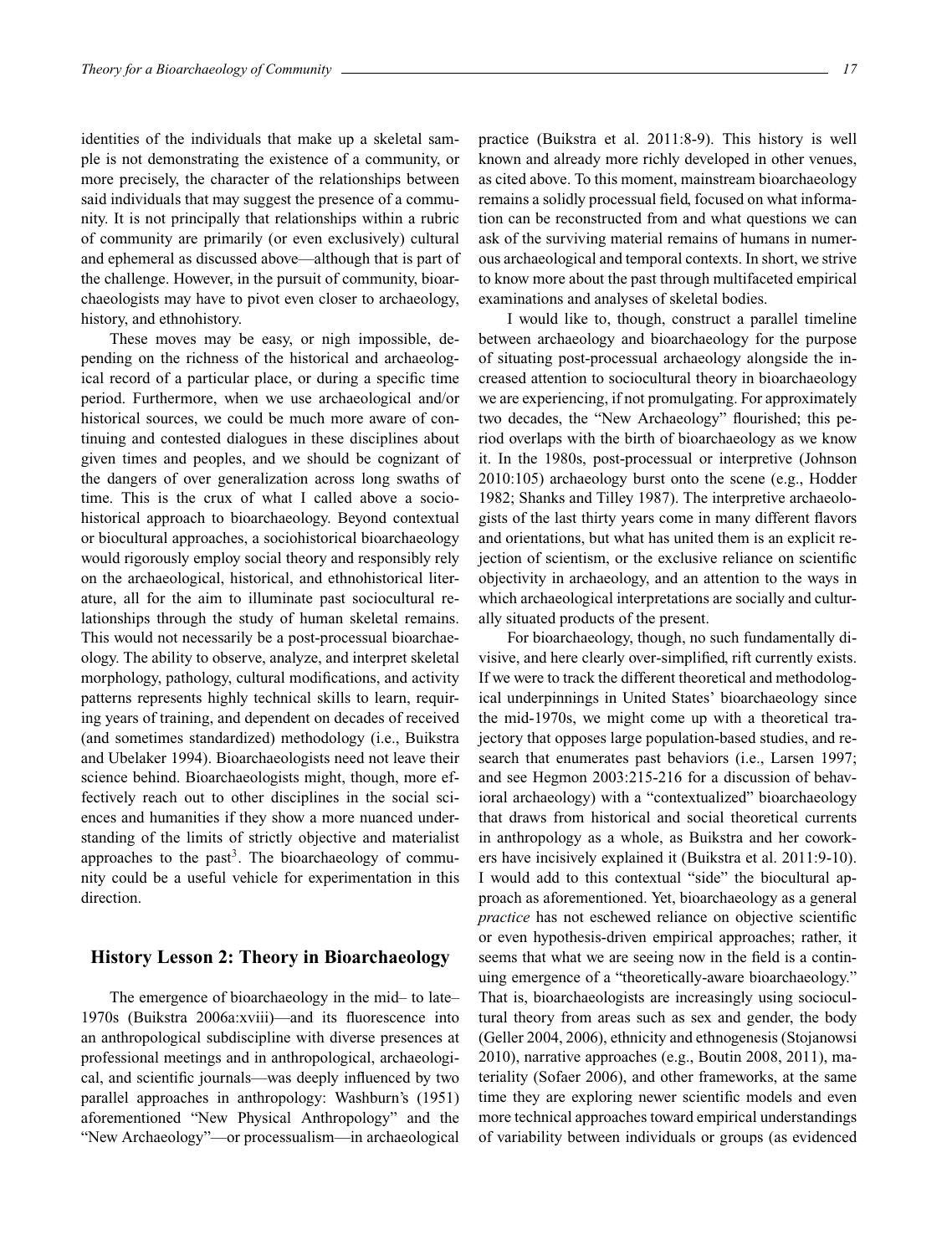identities of the individuals that make up a skeletal sample is not demonstrating the existence of a community, or more precisely, the character of the relationships between said individuals that may suggest the presence of a community. It is not principally that relationships within a rubric of community are primarily (or even exclusively) cultural and ephemeral as discussed above—although that is part of the challenge. However, in the pursuit of community, bioarchaeologists may have to pivot even closer to archaeology, history, and ethnohistory.

These moves may be easy, or nigh impossible, depending on the richness of the historical and archaeological record of a particular place, or during a specific time period. Furthermore, when we use archaeological and/or historical sources, we could be much more aware of continuing and contested dialogues in these disciplines about given times and peoples, and we should be cognizant of the dangers of over generalization across long swaths of time. This is the crux of what I called above a sociohistorical approach to bioarchaeology. Beyond contextual or biocultural approaches, a sociohistorical bioarchaeology would rigorously employ social theory and responsibly rely on the archaeological, historical, and ethnohistorical literature, all for the aim to illuminate past sociocultural relationships through the study of human skeletal remains. This would not necessarily be a post-processual bioarchaeology. The ability to observe, analyze, and interpret skeletal morphology, pathology, cultural modifications, and activity patterns represents highly technical skills to learn, requiring years of training, and dependent on decades of received (and sometimes standardized) methodology (i.e., Buikstra and Ubelaker 1994). Bioarchaeologists need not leave their science behind. Bioarchaeologists might, though, more effectively reach out to other disciplines in the social sciences and humanities if they show a more nuanced understanding of the limits of strictly objective and materialist approaches to the past[3]. The bioarchaeology of community could be a useful vehicle for experimentation in this direction.

## History Lesson 2: Theory in Bioarchaeology

The emergence of bioarchaeology in the mid– to late–1970s (Buikstra 2006a:xviii)—and its fluorescence into an anthropological subdiscipline with diverse presences at professional meetings and in anthropological, archaeological, and scientific journals—was deeply influenced by two parallel approaches in anthropology: Washburn's (1951) aforementioned "New Physical Anthropology" and the "New Archaeology"—or processualism—in archaeological practice (Buikstra et al. 2011:8-9). This history is well known and already more richly developed in other venues, as cited above. To this moment, mainstream bioarchaeology remains a solidly processual field, focused on what information can be reconstructed from and what questions we can ask of the surviving material remains of humans in numerous archaeological and temporal contexts. In short, we strive to know more about the past through multifaceted empirical examinations and analyses of skeletal bodies.

I would like to, though, construct a parallel timeline between archaeology and bioarchaeology for the purpose of situating post-processual archaeology alongside the increased attention to sociocultural theory in bioarchaeology we are experiencing, if not promulgating. For approximately two decades, the "New Archaeology" flourished; this period overlaps with the birth of bioarchaeology as we know it. In the 1980s, post-processual or interpretive (Johnson 2010:105) archaeology burst onto the scene (e.g., Hodder 1982; Shanks and Tilley 1987). The interpretive archaeologists of the last thirty years come in many different flavors and orientations, but what has united them is an explicit rejection of scientism, or the exclusive reliance on scientific objectivity in archaeology, and an attention to the ways in which archaeological interpretations are socially and culturally situated products of the present.

For bioarchaeology, though, no such fundamentally divisive, and here clearly over-simplified, rift currently exists. If we were to track the different theoretical and methodological underpinnings in United States' bioarchaeology since the mid-1970s, we might come up with a theoretical trajectory that opposes large population-based studies, and research that enumerates past behaviors (i.e., Larsen 1997; and see Hegmon 2003:215-216 for a discussion of behavioral archaeology) with a "contextualized" bioarchaeology that draws from historical and social theoretical currents in anthropology as a whole, as Buikstra and her coworkers have incisively explained it (Buikstra et al. 2011:9-10). I would add to this contextual "side" the biocultural approach as aforementioned. Yet, bioarchaeology as a general *practice* has not eschewed reliance on objective scientific or even hypothesis-driven empirical approaches; rather, it seems that what we are seeing now in the field is a continuing emergence of a "theoretically-aware bioarchaeology." That is, bioarchaeologists are increasingly using sociocultural theory from areas such as sex and gender, the body (Geller 2004, 2006), ethnicity and ethnogenesis (Stojanowsi 2010), narrative approaches (e.g., Boutin 2008, 2011), materiality (Sofaer 2006), and other frameworks, at the same time they are exploring newer scientific models and even more technical approaches toward empirical understandings of variability between individuals or groups (as evidenced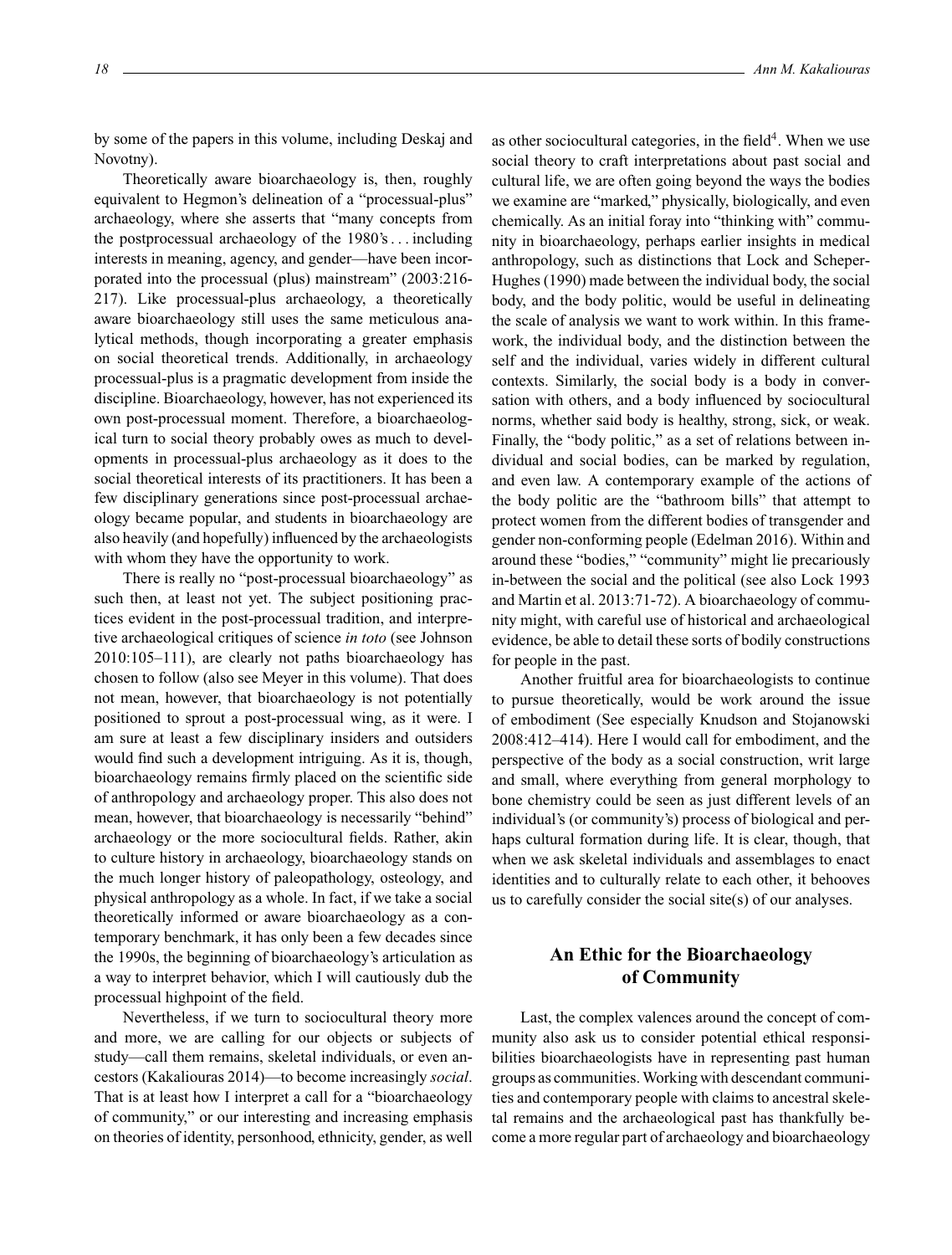by some of the papers in this volume, including Deskaj and Novotny).

Theoretically aware bioarchaeology is, then, roughly equivalent to Hegmon's delineation of a "processual-plus" archaeology, where she asserts that "many concepts from the postprocessual archaeology of the 1980's . . . including interests in meaning, agency, and gender—have been incorporated into the processual (plus) mainstream" (2003:216-217). Like processual-plus archaeology, a theoretically aware bioarchaeology still uses the same meticulous analytical methods, though incorporating a greater emphasis on social theoretical trends. Additionally, in archaeology processual-plus is a pragmatic development from inside the discipline. Bioarchaeology, however, has not experienced its own post-processual moment. Therefore, a bioarchaeological turn to social theory probably owes as much to developments in processual-plus archaeology as it does to the social theoretical interests of its practitioners. It has been a few disciplinary generations since post-processual archaeology became popular, and students in bioarchaeology are also heavily (and hopefully) influenced by the archaeologists with whom they have the opportunity to work.

There is really no "post-processual bioarchaeology" as such then, at least not yet. The subject positioning practices evident in the post-processual tradition, and interpretive archaeological critiques of science *in toto* (see Johnson 2010:105–111), are clearly not paths bioarchaeology has chosen to follow (also see Meyer in this volume). That does not mean, however, that bioarchaeology is not potentially positioned to sprout a post-processual wing, as it were. I am sure at least a few disciplinary insiders and outsiders would find such a development intriguing. As it is, though, bioarchaeology remains firmly placed on the scientific side of anthropology and archaeology proper. This also does not mean, however, that bioarchaeology is necessarily "behind" archaeology or the more sociocultural fields. Rather, akin to culture history in archaeology, bioarchaeology stands on the much longer history of paleopathology, osteology, and physical anthropology as a whole. In fact, if we take a social theoretically informed or aware bioarchaeology as a contemporary benchmark, it has only been a few decades since the 1990s, the beginning of bioarchaeology's articulation as a way to interpret behavior, which I will cautiously dub the processual highpoint of the field.

Nevertheless, if we turn to sociocultural theory more and more, we are calling for our objects or subjects of study—call them remains, skeletal individuals, or even ancestors (Kakaliouras 2014)—to become increasingly *social*. That is at least how I interpret a call for a "bioarchaeology of community," or our interesting and increasing emphasis on theories of identity, personhood, ethnicity, gender, as well as other sociocultural categories, in the field[4]. When we use social theory to craft interpretations about past social and cultural life, we are often going beyond the ways the bodies we examine are "marked," physically, biologically, and even chemically. As an initial foray into "thinking with" community in bioarchaeology, perhaps earlier insights in medical anthropology, such as distinctions that Lock and Scheper-Hughes (1990) made between the individual body, the social body, and the body politic, would be useful in delineating the scale of analysis we want to work within. In this framework, the individual body, and the distinction between the self and the individual, varies widely in different cultural contexts. Similarly, the social body is a body in conversation with others, and a body influenced by sociocultural norms, whether said body is healthy, strong, sick, or weak. Finally, the "body politic," as a set of relations between individual and social bodies, can be marked by regulation, and even law. A contemporary example of the actions of the body politic are the "bathroom bills" that attempt to protect women from the different bodies of transgender and gender non-conforming people (Edelman 2016). Within and around these "bodies," "community" might lie precariously in-between the social and the political (see also Lock 1993 and Martin et al. 2013:71-72). A bioarchaeology of community might, with careful use of historical and archaeological evidence, be able to detail these sorts of bodily constructions for people in the past.

Another fruitful area for bioarchaeologists to continue to pursue theoretically, would be work around the issue of embodiment (See especially Knudson and Stojanowski 2008:412–414). Here I would call for embodiment, and the perspective of the body as a social construction, writ large and small, where everything from general morphology to bone chemistry could be seen as just different levels of an individual's (or community's) process of biological and perhaps cultural formation during life. It is clear, though, that when we ask skeletal individuals and assemblages to enact identities and to culturally relate to each other, it behooves us to carefully consider the social site(s) of our analyses.

## An Ethic for the Bioarchaeology of Community

Last, the complex valences around the concept of community also ask us to consider potential ethical responsibilities bioarchaeologists have in representing past human groups as communities. Working with descendant communities and contemporary people with claims to ancestral skeletal remains and the archaeological past has thankfully become a more regular part of archaeology and bioarchaeology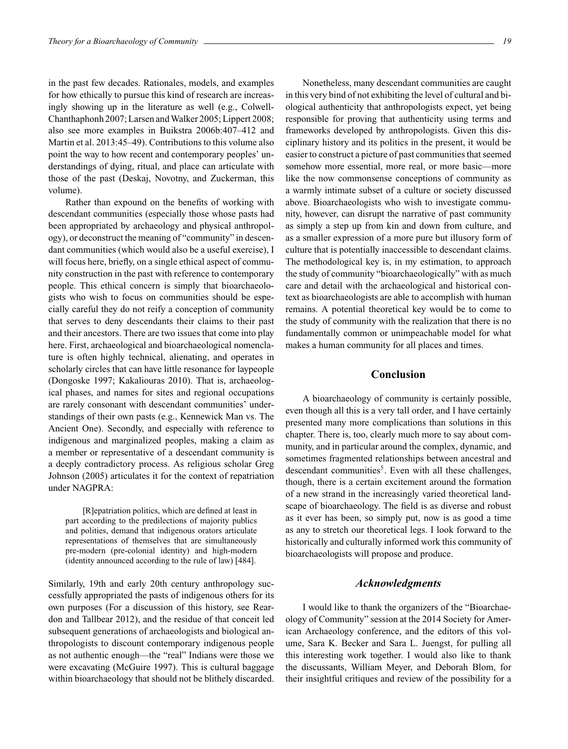in the past few decades. Rationales, models, and examples for how ethically to pursue this kind of research are increasingly showing up in the literature as well (e.g., Colwell-Chanthaphonh 2007; Larsen and Walker 2005; Lippert 2008; also see more examples in Buikstra 2006b:407–412 and Martin et al. 2013:45–49). Contributions to this volume also point the way to how recent and contemporary peoples' understandings of dying, ritual, and place can articulate with those of the past (Deskaj, Novotny, and Zuckerman, this volume).

Rather than expound on the benefits of working with descendant communities (especially those whose pasts had been appropriated by archaeology and physical anthropology), or deconstruct the meaning of "community" in descendant communities (which would also be a useful exercise), I will focus here, briefly, on a single ethical aspect of community construction in the past with reference to contemporary people. This ethical concern is simply that bioarchaeologists who wish to focus on communities should be especially careful they do not reify a conception of community that serves to deny descendants their claims to their past and their ancestors. There are two issues that come into play here. First, archaeological and bioarchaeological nomenclature is often highly technical, alienating, and operates in scholarly circles that can have little resonance for laypeople (Dongoske 1997; Kakaliouras 2010). That is, archaeological phases, and names for sites and regional occupations are rarely consonant with descendant communities' understandings of their own pasts (e.g., Kennewick Man vs. The Ancient One). Secondly, and especially with reference to indigenous and marginalized peoples, making a claim as a member or representative of a descendant community is a deeply contradictory process. As religious scholar Greg Johnson (2005) articulates it for the context of repatriation under NAGPRA:

> [R]epatriation politics, which are defined at least in part according to the predilections of majority publics and polities, demand that indigenous orators articulate representations of themselves that are simultaneously pre-modern (pre-colonial identity) and high-modern (identity announced according to the rule of law) [484].

Similarly, 19th and early 20th century anthropology successfully appropriated the pasts of indigenous others for its own purposes (For a discussion of this history, see Reardon and Tallbear 2012), and the residue of that conceit led subsequent generations of archaeologists and biological anthropologists to discount contemporary indigenous people as not authentic enough—the "real" Indians were those we were excavating (McGuire 1997). This is cultural baggage within bioarchaeology that should not be blithely discarded.

Nonetheless, many descendant communities are caught in this very bind of not exhibiting the level of cultural and biological authenticity that anthropologists expect, yet being responsible for proving that authenticity using terms and frameworks developed by anthropologists. Given this disciplinary history and its politics in the present, it would be easier to construct a picture of past communities that seemed somehow more essential, more real, or more basic—more like the now commonsense conceptions of community as a warmly intimate subset of a culture or society discussed above. Bioarchaeologists who wish to investigate community, however, can disrupt the narrative of past community as simply a step up from kin and down from culture, and as a smaller expression of a more pure but illusory form of culture that is potentially inaccessible to descendant claims. The methodological key is, in my estimation, to approach the study of community "bioarchaeologically" with as much care and detail with the archaeological and historical context as bioarchaeologists are able to accomplish with human remains. A potential theoretical key would be to come to the study of community with the realization that there is no fundamentally common or unimpeachable model for what makes a human community for all places and times.

## Conclusion

A bioarchaeology of community is certainly possible, even though all this is a very tall order, and I have certainly presented many more complications than solutions in this chapter. There is, too, clearly much more to say about community, and in particular around the complex, dynamic, and sometimes fragmented relationships between ancestral and descendant communities[5]. Even with all these challenges, though, there is a certain excitement around the formation of a new strand in the increasingly varied theoretical landscape of bioarchaeology. The field is as diverse and robust as it ever has been, so simply put, now is as good a time as any to stretch our theoretical legs. I look forward to the historically and culturally informed work this community of bioarchaeologists will propose and produce.

### *Acknowledgments*

I would like to thank the organizers of the "Bioarchaeology of Community" session at the 2014 Society for American Archaeology conference, and the editors of this volume, Sara K. Becker and Sara L. Juengst, for pulling all this interesting work together. I would also like to thank the discussants, William Meyer, and Deborah Blom, for their insightful critiques and review of the possibility for a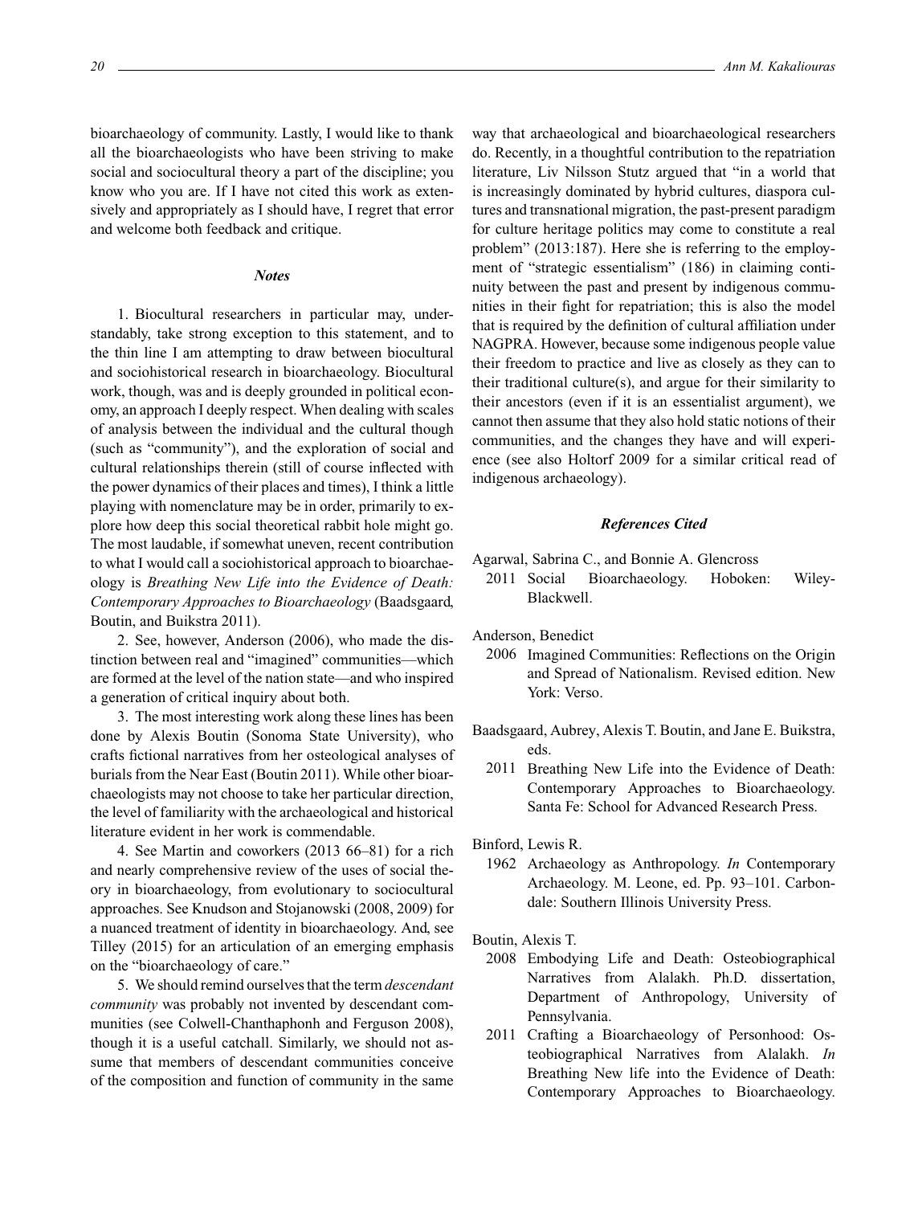bioarchaeology of community. Lastly, I would like to thank all the bioarchaeologists who have been striving to make social and sociocultural theory a part of the discipline; you know who you are. If I have not cited this work as extensively and appropriately as I should have, I regret that error and welcome both feedback and critique.

### *Notes*

1. Biocultural researchers in particular may, understandably, take strong exception to this statement, and to the thin line I am attempting to draw between biocultural and sociohistorical research in bioarchaeology. Biocultural work, though, was and is deeply grounded in political economy, an approach I deeply respect. When dealing with scales of analysis between the individual and the cultural though (such as "community"), and the exploration of social and cultural relationships therein (still of course inflected with the power dynamics of their places and times), I think a little playing with nomenclature may be in order, primarily to explore how deep this social theoretical rabbit hole might go. The most laudable, if somewhat uneven, recent contribution to what I would call a sociohistorical approach to bioarchaeology is *Breathing New Life into the Evidence of Death: Contemporary Approaches to Bioarchaeology* (Baadsgaard, Boutin, and Buikstra 2011).

2. See, however, Anderson (2006), who made the distinction between real and "imagined" communities—which are formed at the level of the nation state—and who inspired a generation of critical inquiry about both.

3. The most interesting work along these lines has been done by Alexis Boutin (Sonoma State University), who crafts fictional narratives from her osteological analyses of burials from the Near East (Boutin 2011). While other bioarchaeologists may not choose to take her particular direction, the level of familiarity with the archaeological and historical literature evident in her work is commendable.

4. See Martin and coworkers (2013 66–81) for a rich and nearly comprehensive review of the uses of social theory in bioarchaeology, from evolutionary to sociocultural approaches. See Knudson and Stojanowski (2008, 2009) for a nuanced treatment of identity in bioarchaeology. And, see Tilley (2015) for an articulation of an emerging emphasis on the "bioarchaeology of care."

5. We should remind ourselves that the term *descendant community* was probably not invented by descendant communities (see Colwell-Chanthaphonh and Ferguson 2008), though it is a useful catchall. Similarly, we should not assume that members of descendant communities conceive of the composition and function of community in the same way that archaeological and bioarchaeological researchers do. Recently, in a thoughtful contribution to the repatriation literature, Liv Nilsson Stutz argued that "in a world that is increasingly dominated by hybrid cultures, diaspora cultures and transnational migration, the past-present paradigm for culture heritage politics may come to constitute a real problem" (2013:187). Here she is referring to the employment of "strategic essentialism" (186) in claiming continuity between the past and present by indigenous communities in their fight for repatriation; this is also the model that is required by the definition of cultural affiliation under NAGPRA. However, because some indigenous people value their freedom to practice and live as closely as they can to their traditional culture(s), and argue for their similarity to their ancestors (even if it is an essentialist argument), we cannot then assume that they also hold static notions of their communities, and the changes they have and will experience (see also Holtorf 2009 for a similar critical read of indigenous archaeology).

### *References Cited*

Agarwal, Sabrina C., and Bonnie A. Glencross
2011 Social Bioarchaeology. Hoboken: Wiley-Blackwell.

Anderson, Benedict
2006 Imagined Communities: Reflections on the Origin and Spread of Nationalism. Revised edition. New York: Verso.

Baadsgaard, Aubrey, Alexis T. Boutin, and Jane E. Buikstra, eds.
2011 Breathing New Life into the Evidence of Death: Contemporary Approaches to Bioarchaeology. Santa Fe: School for Advanced Research Press.

Binford, Lewis R.
1962 Archaeology as Anthropology. *In* Contemporary Archaeology. M. Leone, ed. Pp. 93–101. Carbondale: Southern Illinois University Press.

Boutin, Alexis T.
2008 Embodying Life and Death: Osteobiographical Narratives from Alalakh. Ph.D. dissertation, Department of Anthropology, University of Pennsylvania.
2011 Crafting a Bioarchaeology of Personhood: Osteobiographical Narratives from Alalakh. *In* Breathing New life into the Evidence of Death: Contemporary Approaches to Bioarchaeology.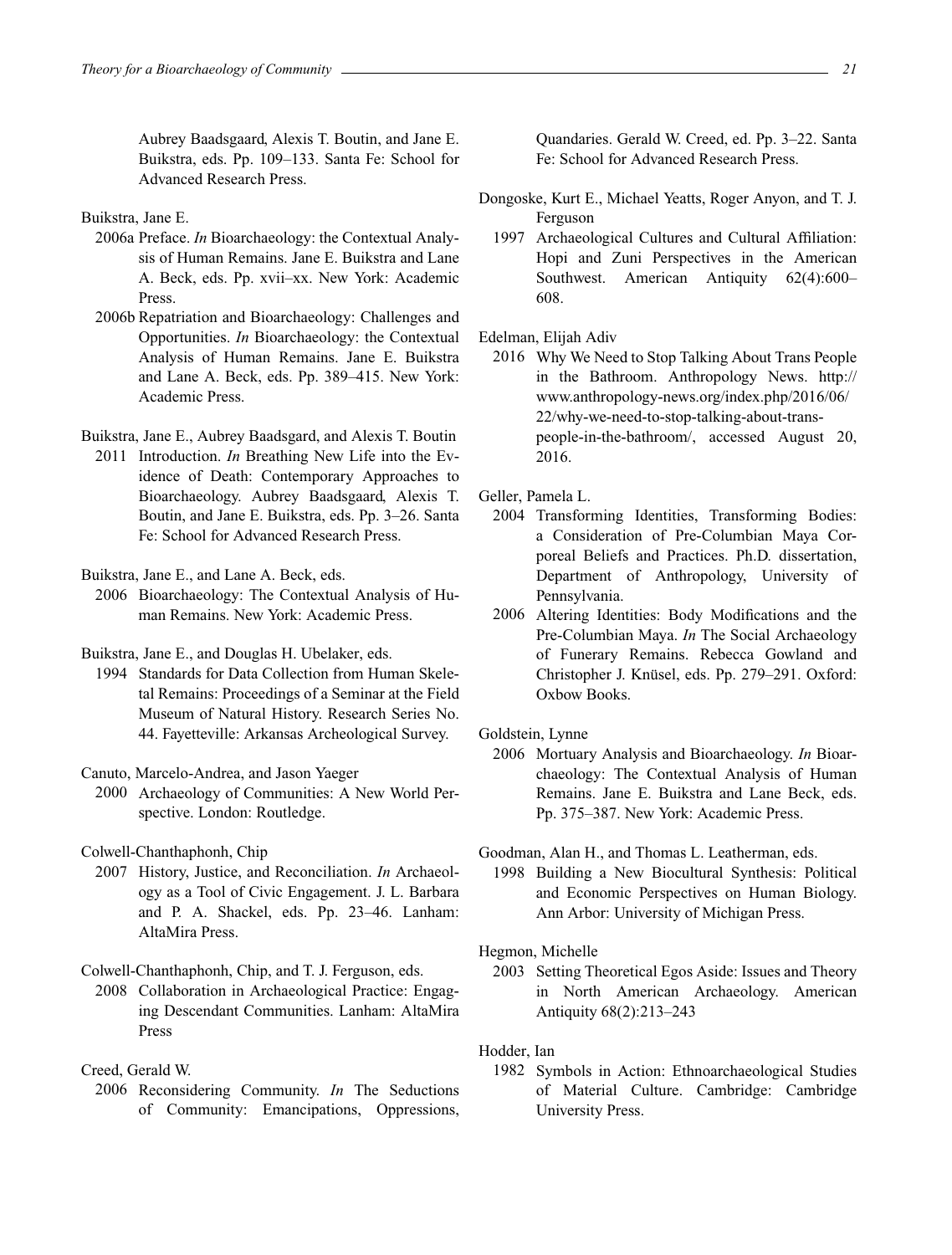Aubrey Baadsgaard, Alexis T. Boutin, and Jane E. Buikstra, eds. Pp. 109–133. Santa Fe: School for Advanced Research Press.

Buikstra, Jane E.

2006a Preface. *In* Bioarchaeology: the Contextual Analysis of Human Remains. Jane E. Buikstra and Lane A. Beck, eds. Pp. xvii–xx. New York: Academic Press.

2006b Repatriation and Bioarchaeology: Challenges and Opportunities. *In* Bioarchaeology: the Contextual Analysis of Human Remains. Jane E. Buikstra and Lane A. Beck, eds. Pp. 389–415. New York: Academic Press.

Buikstra, Jane E., Aubrey Baadsgard, and Alexis T. Boutin

2011 Introduction. *In* Breathing New Life into the Evidence of Death: Contemporary Approaches to Bioarchaeology. Aubrey Baadsgaard, Alexis T. Boutin, and Jane E. Buikstra, eds. Pp. 3–26. Santa Fe: School for Advanced Research Press.

Buikstra, Jane E., and Lane A. Beck, eds.

2006 Bioarchaeology: The Contextual Analysis of Human Remains. New York: Academic Press.

Buikstra, Jane E., and Douglas H. Ubelaker, eds.

1994 Standards for Data Collection from Human Skeletal Remains: Proceedings of a Seminar at the Field Museum of Natural History. Research Series No. 44. Fayetteville: Arkansas Archeological Survey.

Canuto, Marcelo-Andrea, and Jason Yaeger

2000 Archaeology of Communities: A New World Perspective. London: Routledge.

Colwell-Chanthaphonh, Chip

2007 History, Justice, and Reconciliation. *In* Archaeology as a Tool of Civic Engagement. J. L. Barbara and P. A. Shackel, eds. Pp. 23–46. Lanham: AltaMira Press.

Colwell-Chanthaphonh, Chip, and T. J. Ferguson, eds.

2008 Collaboration in Archaeological Practice: Engaging Descendant Communities. Lanham: AltaMira Press

Creed, Gerald W.

2006 Reconsidering Community. *In* The Seductions of Community: Emancipations, Oppressions, Quandaries. Gerald W. Creed, ed. Pp. 3–22. Santa Fe: School for Advanced Research Press.

Dongoske, Kurt E., Michael Yeatts, Roger Anyon, and T. J. Ferguson

1997 Archaeological Cultures and Cultural Affiliation: Hopi and Zuni Perspectives in the American Southwest. American Antiquity 62(4):600–608.

Edelman, Elijah Adiv

2016 Why We Need to Stop Talking About Trans People in the Bathroom. Anthropology News. http://www.anthropology-news.org/index.php/2016/06/22/why-we-need-to-stop-talking-about-trans-people-in-the-bathroom/, accessed August 20, 2016.

Geller, Pamela L.

2004 Transforming Identities, Transforming Bodies: a Consideration of Pre-Columbian Maya Corporeal Beliefs and Practices. Ph.D. dissertation, Department of Anthropology, University of Pennsylvania.

2006 Altering Identities: Body Modifications and the Pre-Columbian Maya. *In* The Social Archaeology of Funerary Remains. Rebecca Gowland and Christopher J. Knüsel, eds. Pp. 279–291. Oxford: Oxbow Books.

Goldstein, Lynne

2006 Mortuary Analysis and Bioarchaeology. *In* Bioarchaeology: The Contextual Analysis of Human Remains. Jane E. Buikstra and Lane Beck, eds. Pp. 375–387. New York: Academic Press.

Goodman, Alan H., and Thomas L. Leatherman, eds.

1998 Building a New Biocultural Synthesis: Political and Economic Perspectives on Human Biology. Ann Arbor: University of Michigan Press.

Hegmon, Michelle

2003 Setting Theoretical Egos Aside: Issues and Theory in North American Archaeology. American Antiquity 68(2):213–243

Hodder, Ian

1982 Symbols in Action: Ethnoarchaeological Studies of Material Culture. Cambridge: Cambridge University Press.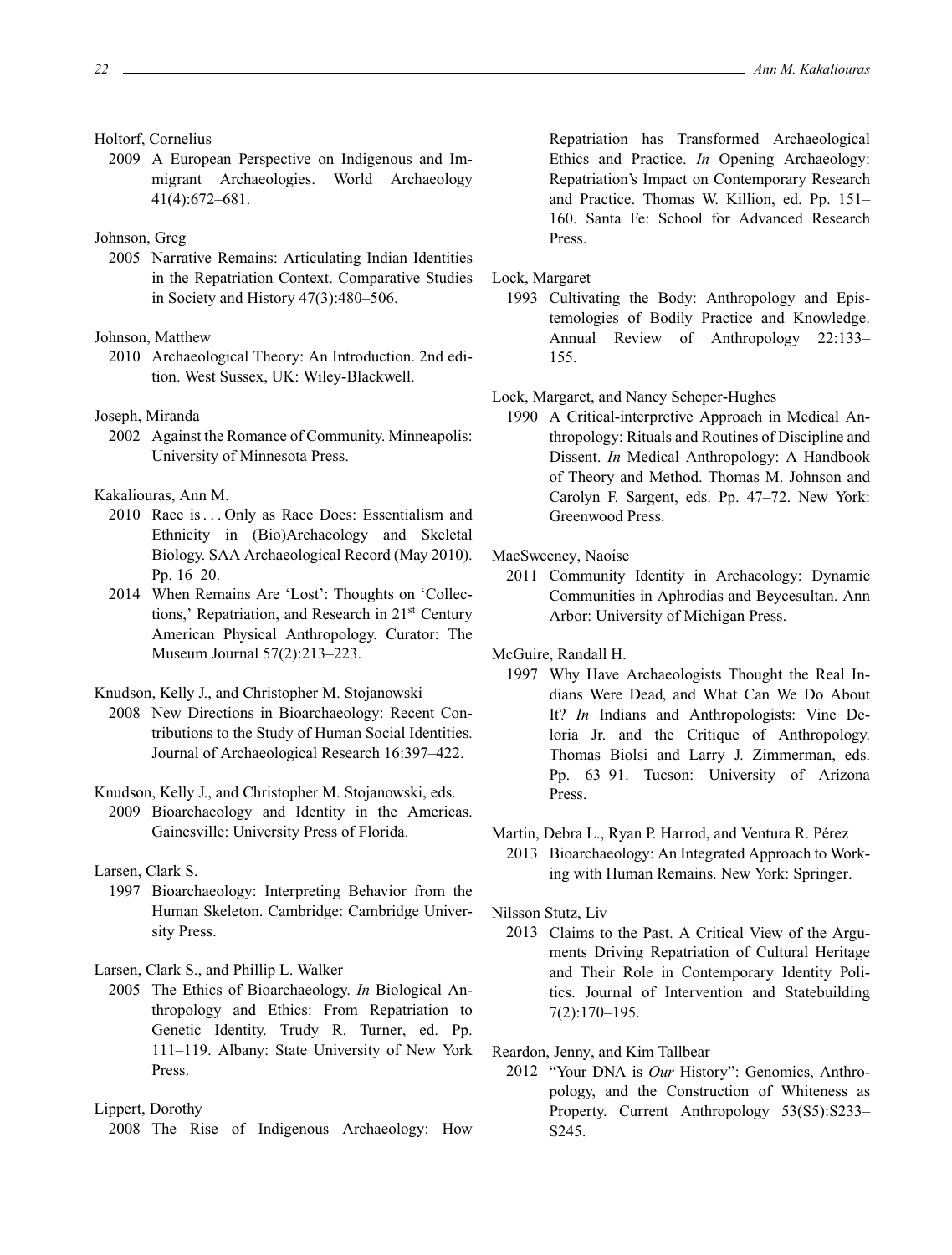Holtorf, Cornelius

2009 A European Perspective on Indigenous and Immigrant Archaeologies. World Archaeology 41(4):672–681.

Johnson, Greg

2005 Narrative Remains: Articulating Indian Identities in the Repatriation Context. Comparative Studies in Society and History 47(3):480–506.

Johnson, Matthew

2010 Archaeological Theory: An Introduction. 2nd edition. West Sussex, UK: Wiley-Blackwell.

Joseph, Miranda

2002 Against the Romance of Community. Minneapolis: University of Minnesota Press.

Kakaliouras, Ann M.

2010 Race is . . . Only as Race Does: Essentialism and Ethnicity in (Bio)Archaeology and Skeletal Biology. SAA Archaeological Record (May 2010). Pp. 16–20.

2014 When Remains Are 'Lost': Thoughts on 'Collections,' Repatriation, and Research in 21st Century American Physical Anthropology. Curator: The Museum Journal 57(2):213–223.

Knudson, Kelly J., and Christopher M. Stojanowski

2008 New Directions in Bioarchaeology: Recent Contributions to the Study of Human Social Identities. Journal of Archaeological Research 16:397–422.

Knudson, Kelly J., and Christopher M. Stojanowski, eds.

2009 Bioarchaeology and Identity in the Americas. Gainesville: University Press of Florida.

Larsen, Clark S.

1997 Bioarchaeology: Interpreting Behavior from the Human Skeleton. Cambridge: Cambridge University Press.

Larsen, Clark S., and Phillip L. Walker

2005 The Ethics of Bioarchaeology. *In* Biological Anthropology and Ethics: From Repatriation to Genetic Identity. Trudy R. Turner, ed. Pp. 111–119. Albany: State University of New York Press.

Lippert, Dorothy

2008 The Rise of Indigenous Archaeology: How Repatriation has Transformed Archaeological Ethics and Practice. *In* Opening Archaeology: Repatriation's Impact on Contemporary Research and Practice. Thomas W. Killion, ed. Pp. 151–160. Santa Fe: School for Advanced Research Press.

Lock, Margaret

1993 Cultivating the Body: Anthropology and Epistemologies of Bodily Practice and Knowledge. Annual Review of Anthropology 22:133–155.

Lock, Margaret, and Nancy Scheper-Hughes

1990 A Critical-interpretive Approach in Medical Anthropology: Rituals and Routines of Discipline and Dissent. *In* Medical Anthropology: A Handbook of Theory and Method. Thomas M. Johnson and Carolyn F. Sargent, eds. Pp. 47–72. New York: Greenwood Press.

MacSweeney, Naoíse

2011 Community Identity in Archaeology: Dynamic Communities in Aphrodias and Beycesultan. Ann Arbor: University of Michigan Press.

McGuire, Randall H.

1997 Why Have Archaeologists Thought the Real Indians Were Dead, and What Can We Do About It? *In* Indians and Anthropologists: Vine Deloria Jr. and the Critique of Anthropology. Thomas Biolsi and Larry J. Zimmerman, eds. Pp. 63–91. Tucson: University of Arizona Press.

Martin, Debra L., Ryan P. Harrod, and Ventura R. Pérez

2013 Bioarchaeology: An Integrated Approach to Working with Human Remains. New York: Springer.

Nilsson Stutz, Liv

2013 Claims to the Past. A Critical View of the Arguments Driving Repatriation of Cultural Heritage and Their Role in Contemporary Identity Politics. Journal of Intervention and Statebuilding 7(2):170–195.

Reardon, Jenny, and Kim Tallbear

2012 "Your DNA is *Our* History": Genomics, Anthropology, and the Construction of Whiteness as Property. Current Anthropology 53(S5):S233–S245.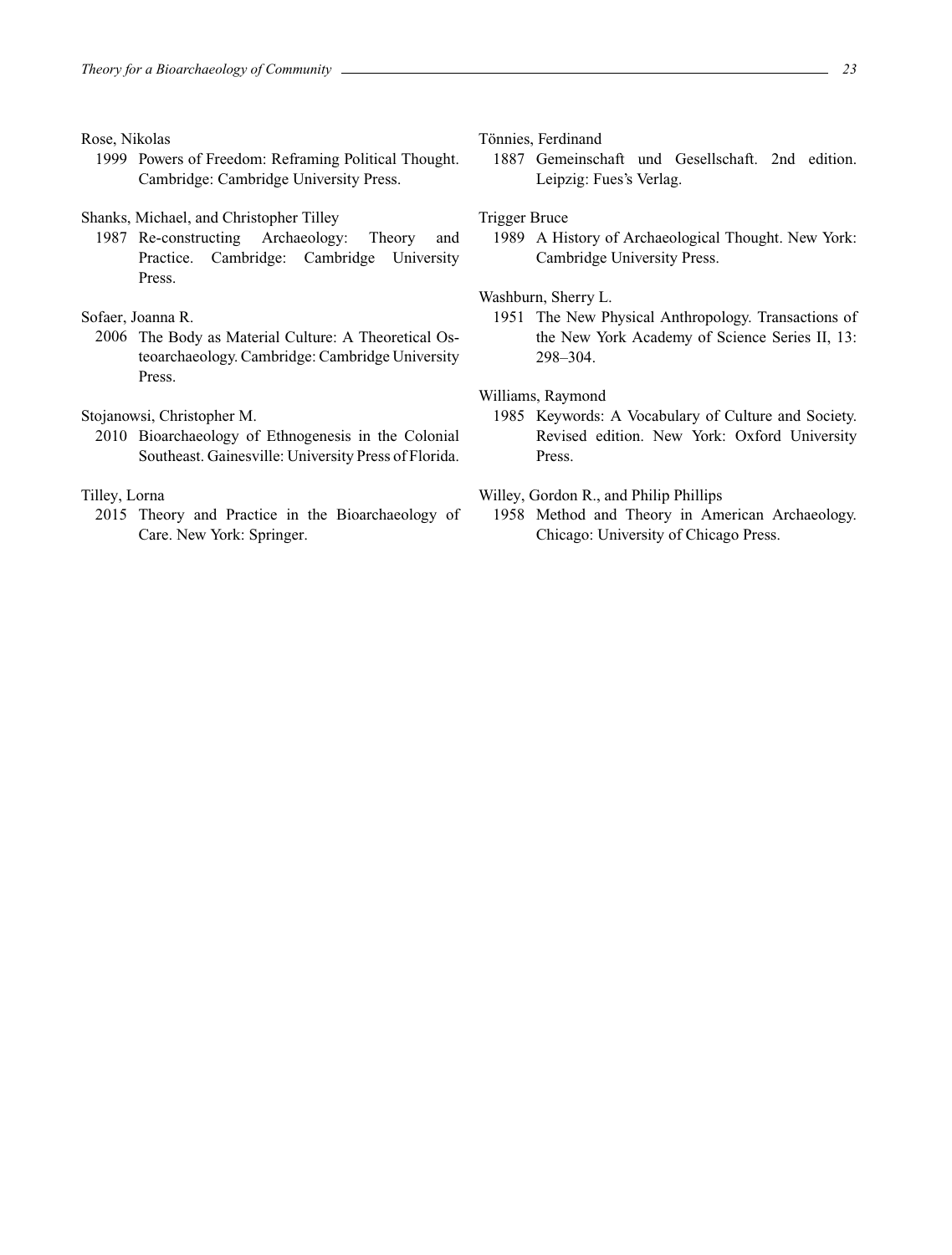Rose, Nikolas
1999 Powers of Freedom: Reframing Political Thought. Cambridge: Cambridge University Press.

Shanks, Michael, and Christopher Tilley
1987 Re-constructing Archaeology: Theory and Practice. Cambridge: Cambridge University Press.

Sofaer, Joanna R.
2006 The Body as Material Culture: A Theoretical Osteoarchaeology. Cambridge: Cambridge University Press.

Stojanowsi, Christopher M.
2010 Bioarchaeology of Ethnogenesis in the Colonial Southeast. Gainesville: University Press of Florida.

Tilley, Lorna
2015 Theory and Practice in the Bioarchaeology of Care. New York: Springer.

Tönnies, Ferdinand
1887 Gemeinschaft und Gesellschaft. 2nd edition. Leipzig: Fues's Verlag.

Trigger Bruce
1989 A History of Archaeological Thought. New York: Cambridge University Press.

Washburn, Sherry L.
1951 The New Physical Anthropology. Transactions of the New York Academy of Science Series II, 13: 298–304.

Williams, Raymond
1985 Keywords: A Vocabulary of Culture and Society. Revised edition. New York: Oxford University Press.

Willey, Gordon R., and Philip Phillips
1958 Method and Theory in American Archaeology. Chicago: University of Chicago Press.